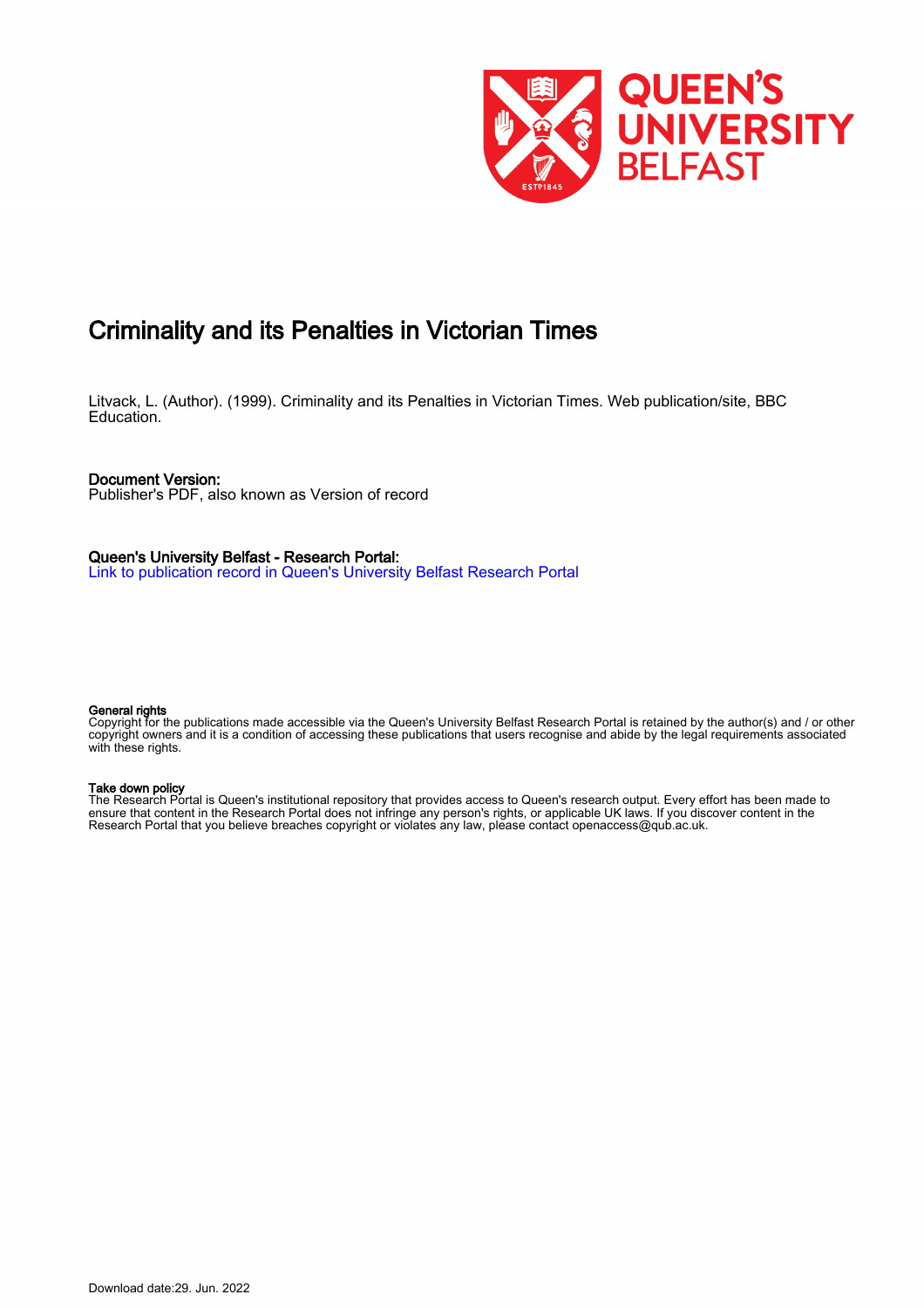# Criminality and its Penalties in Victorian Times

Litvack, L. (Author). (1999). Criminality and its Penalties in Victorian Times. Web publication/site, BBC Education.

**Document Version:**
Publisher's PDF, also known as Version of record

**Queen's University Belfast - Research Portal:**
Link to publication record in Queen's University Belfast Research Portal

**General rights**
Copyright for the publications made accessible via the Queen's University Belfast Research Portal is retained by the author(s) and / or other copyright owners and it is a condition of accessing these publications that users recognise and abide by the legal requirements associated with these rights.

**Take down policy**
The Research Portal is Queen's institutional repository that provides access to Queen's research output. Every effort has been made to ensure that content in the Research Portal does not infringe any person's rights, or applicable UK laws. If you discover content in the Research Portal that you believe breaches copyright or violates any law, please contact openaccess@qub.ac.uk.

Download date:29. Jun. 2022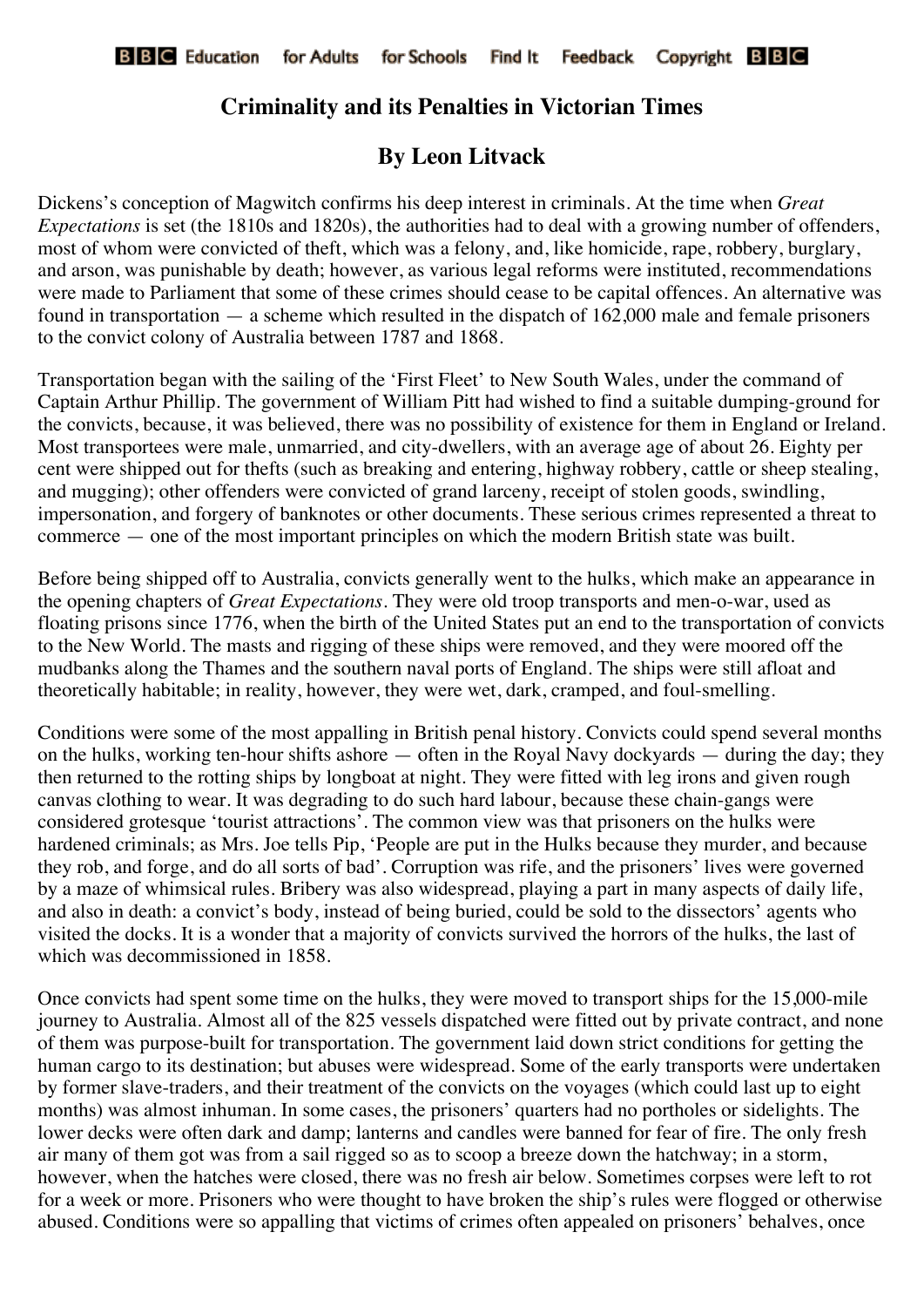# Criminality and its Penalties in Victorian Times

## By Leon Litvack

Dickens's conception of Magwitch confirms his deep interest in criminals. At the time when *Great Expectations* is set (the 1810s and 1820s), the authorities had to deal with a growing number of offenders, most of whom were convicted of theft, which was a felony, and, like homicide, rape, robbery, burglary, and arson, was punishable by death; however, as various legal reforms were instituted, recommendations were made to Parliament that some of these crimes should cease to be capital offences. An alternative was found in transportation — a scheme which resulted in the dispatch of 162,000 male and female prisoners to the convict colony of Australia between 1787 and 1868.

Transportation began with the sailing of the 'First Fleet' to New South Wales, under the command of Captain Arthur Phillip. The government of William Pitt had wished to find a suitable dumping-ground for the convicts, because, it was believed, there was no possibility of existence for them in England or Ireland. Most transportees were male, unmarried, and city-dwellers, with an average age of about 26. Eighty per cent were shipped out for thefts (such as breaking and entering, highway robbery, cattle or sheep stealing, and mugging); other offenders were convicted of grand larceny, receipt of stolen goods, swindling, impersonation, and forgery of banknotes or other documents. These serious crimes represented a threat to commerce — one of the most important principles on which the modern British state was built.

Before being shipped off to Australia, convicts generally went to the hulks, which make an appearance in the opening chapters of *Great Expectations*. They were old troop transports and men-o-war, used as floating prisons since 1776, when the birth of the United States put an end to the transportation of convicts to the New World. The masts and rigging of these ships were removed, and they were moored off the mudbanks along the Thames and the southern naval ports of England. The ships were still afloat and theoretically habitable; in reality, however, they were wet, dark, cramped, and foul-smelling.

Conditions were some of the most appalling in British penal history. Convicts could spend several months on the hulks, working ten-hour shifts ashore — often in the Royal Navy dockyards — during the day; they then returned to the rotting ships by longboat at night. They were fitted with leg irons and given rough canvas clothing to wear. It was degrading to do such hard labour, because these chain-gangs were considered grotesque 'tourist attractions'. The common view was that prisoners on the hulks were hardened criminals; as Mrs. Joe tells Pip, 'People are put in the Hulks because they murder, and because they rob, and forge, and do all sorts of bad'. Corruption was rife, and the prisoners' lives were governed by a maze of whimsical rules. Bribery was also widespread, playing a part in many aspects of daily life, and also in death: a convict's body, instead of being buried, could be sold to the dissectors' agents who visited the docks. It is a wonder that a majority of convicts survived the horrors of the hulks, the last of which was decommissioned in 1858.

Once convicts had spent some time on the hulks, they were moved to transport ships for the 15,000-mile journey to Australia. Almost all of the 825 vessels dispatched were fitted out by private contract, and none of them was purpose-built for transportation. The government laid down strict conditions for getting the human cargo to its destination; but abuses were widespread. Some of the early transports were undertaken by former slave-traders, and their treatment of the convicts on the voyages (which could last up to eight months) was almost inhuman. In some cases, the prisoners' quarters had no portholes or sidelights. The lower decks were often dark and damp; lanterns and candles were banned for fear of fire. The only fresh air many of them got was from a sail rigged so as to scoop a breeze down the hatchway; in a storm, however, when the hatches were closed, there was no fresh air below. Sometimes corpses were left to rot for a week or more. Prisoners who were thought to have broken the ship's rules were flogged or otherwise abused. Conditions were so appalling that victims of crimes often appealed on prisoners' behalves, once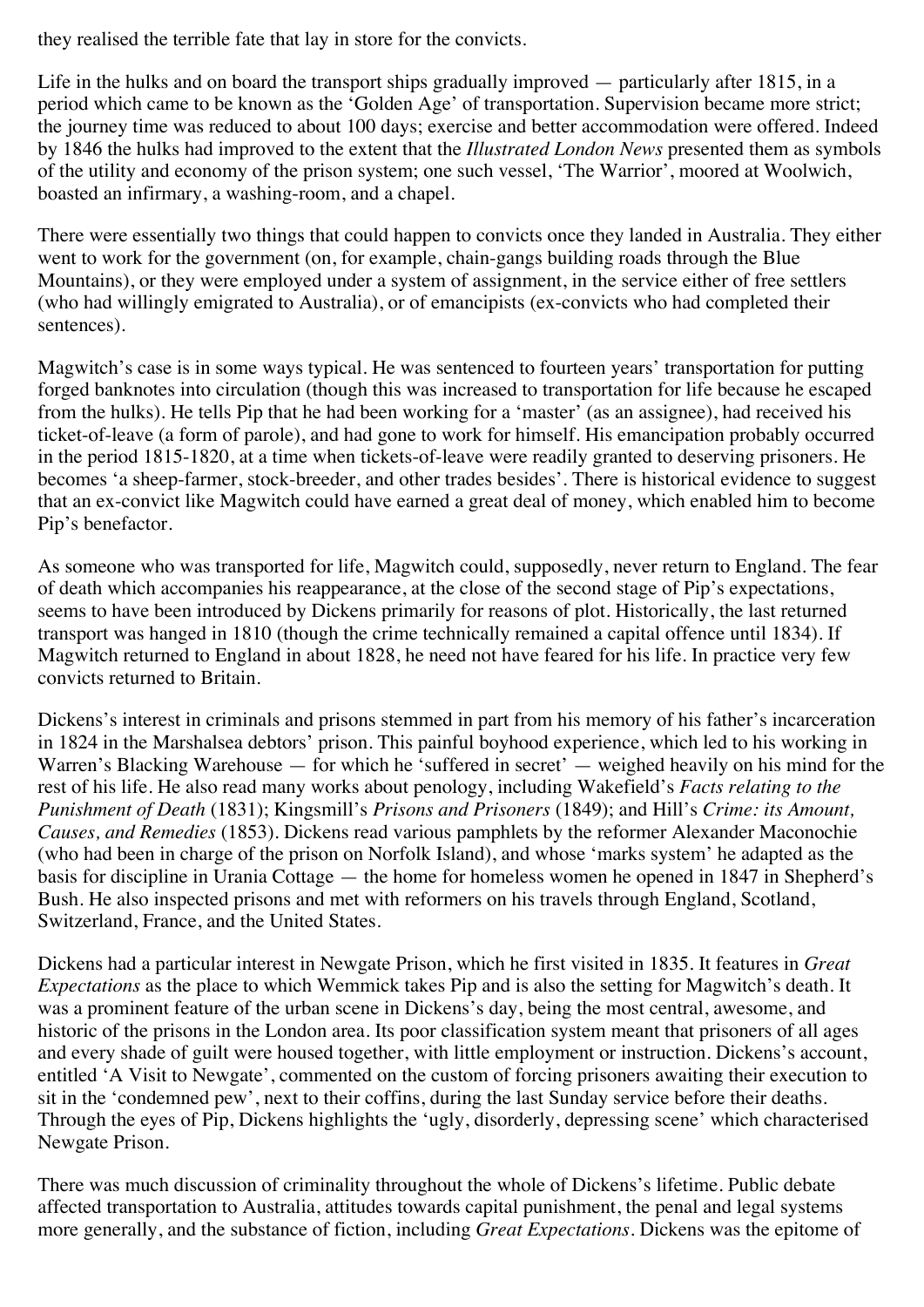they realised the terrible fate that lay in store for the convicts.

Life in the hulks and on board the transport ships gradually improved — particularly after 1815, in a period which came to be known as the 'Golden Age' of transportation. Supervision became more strict; the journey time was reduced to about 100 days; exercise and better accommodation were offered. Indeed by 1846 the hulks had improved to the extent that the *Illustrated London News* presented them as symbols of the utility and economy of the prison system; one such vessel, 'The Warrior', moored at Woolwich, boasted an infirmary, a washing-room, and a chapel.

There were essentially two things that could happen to convicts once they landed in Australia. They either went to work for the government (on, for example, chain-gangs building roads through the Blue Mountains), or they were employed under a system of assignment, in the service either of free settlers (who had willingly emigrated to Australia), or of emancipists (ex-convicts who had completed their sentences).

Magwitch's case is in some ways typical. He was sentenced to fourteen years' transportation for putting forged banknotes into circulation (though this was increased to transportation for life because he escaped from the hulks). He tells Pip that he had been working for a 'master' (as an assignee), had received his ticket-of-leave (a form of parole), and had gone to work for himself. His emancipation probably occurred in the period 1815-1820, at a time when tickets-of-leave were readily granted to deserving prisoners. He becomes 'a sheep-farmer, stock-breeder, and other trades besides'. There is historical evidence to suggest that an ex-convict like Magwitch could have earned a great deal of money, which enabled him to become Pip's benefactor.

As someone who was transported for life, Magwitch could, supposedly, never return to England. The fear of death which accompanies his reappearance, at the close of the second stage of Pip's expectations, seems to have been introduced by Dickens primarily for reasons of plot. Historically, the last returned transport was hanged in 1810 (though the crime technically remained a capital offence until 1834). If Magwitch returned to England in about 1828, he need not have feared for his life. In practice very few convicts returned to Britain.

Dickens's interest in criminals and prisons stemmed in part from his memory of his father's incarceration in 1824 in the Marshalsea debtors' prison. This painful boyhood experience, which led to his working in Warren's Blacking Warehouse — for which he 'suffered in secret' — weighed heavily on his mind for the rest of his life. He also read many works about penology, including Wakefield's *Facts relating to the Punishment of Death* (1831); Kingsmill's *Prisons and Prisoners* (1849); and Hill's *Crime: its Amount, Causes, and Remedies* (1853). Dickens read various pamphlets by the reformer Alexander Maconochie (who had been in charge of the prison on Norfolk Island), and whose 'marks system' he adapted as the basis for discipline in Urania Cottage — the home for homeless women he opened in 1847 in Shepherd's Bush. He also inspected prisons and met with reformers on his travels through England, Scotland, Switzerland, France, and the United States.

Dickens had a particular interest in Newgate Prison, which he first visited in 1835. It features in *Great Expectations* as the place to which Wemmick takes Pip and is also the setting for Magwitch's death. It was a prominent feature of the urban scene in Dickens's day, being the most central, awesome, and historic of the prisons in the London area. Its poor classification system meant that prisoners of all ages and every shade of guilt were housed together, with little employment or instruction. Dickens's account, entitled 'A Visit to Newgate', commented on the custom of forcing prisoners awaiting their execution to sit in the 'condemned pew', next to their coffins, during the last Sunday service before their deaths. Through the eyes of Pip, Dickens highlights the 'ugly, disorderly, depressing scene' which characterised Newgate Prison.

There was much discussion of criminality throughout the whole of Dickens's lifetime. Public debate affected transportation to Australia, attitudes towards capital punishment, the penal and legal systems more generally, and the substance of fiction, including *Great Expectations*. Dickens was the epitome of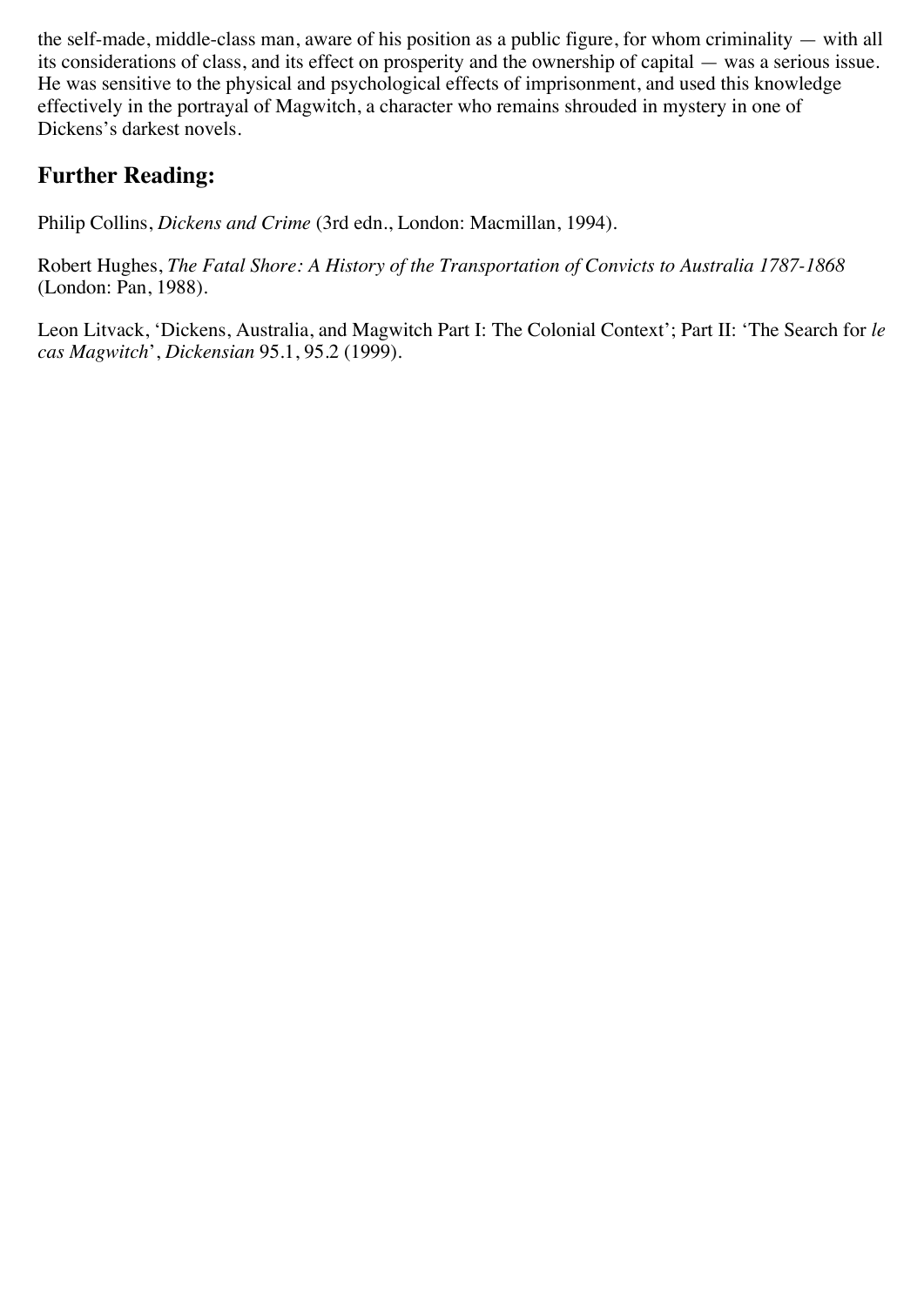the self-made, middle-class man, aware of his position as a public figure, for whom criminality — with all its considerations of class, and its effect on prosperity and the ownership of capital — was a serious issue. He was sensitive to the physical and psychological effects of imprisonment, and used this knowledge effectively in the portrayal of Magwitch, a character who remains shrouded in mystery in one of Dickens's darkest novels.

## Further Reading:

Philip Collins, *Dickens and Crime* (3rd edn., London: Macmillan, 1994).

Robert Hughes, *The Fatal Shore: A History of the Transportation of Convicts to Australia 1787-1868* (London: Pan, 1988).

Leon Litvack, 'Dickens, Australia, and Magwitch Part I: The Colonial Context'; Part II: 'The Search for *le cas Magwitch*', *Dickensian* 95.1, 95.2 (1999).